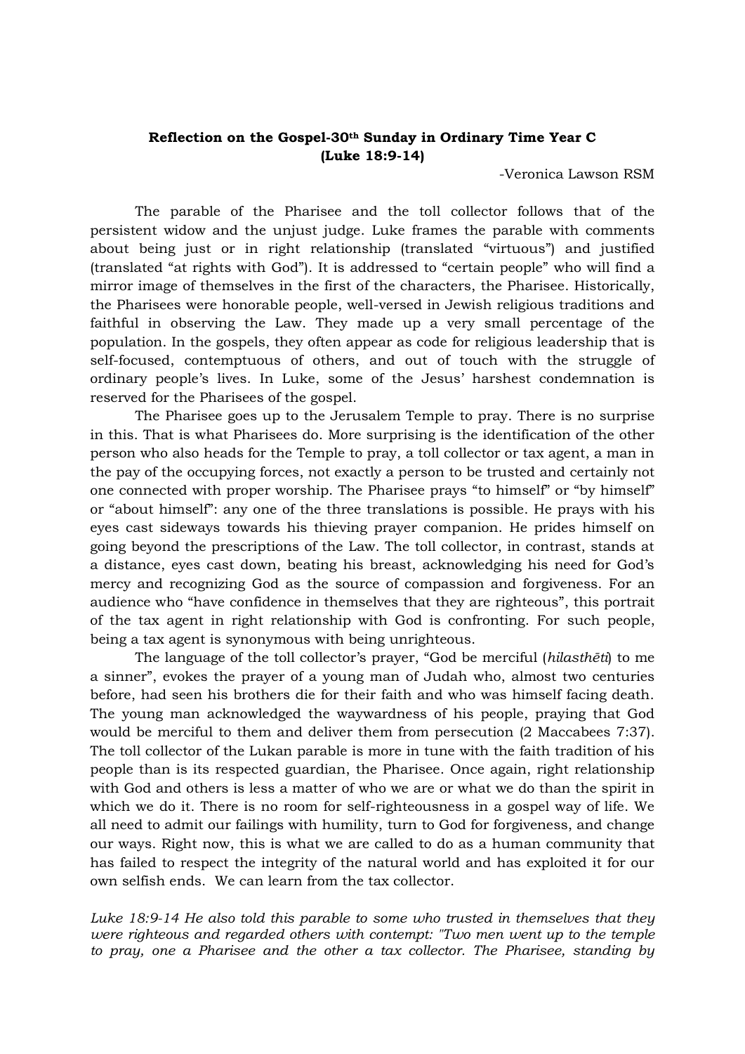**Reflection on the Gospel-30th Sunday in Ordinary Time Year C (Luke 18:9-14)**

-Veronica Lawson RSM

The parable of the Pharisee and the toll collector follows that of the persistent widow and the unjust judge. Luke frames the parable with comments about being just or in right relationship (translated "virtuous") and justified (translated "at rights with God"). It is addressed to "certain people" who will find a mirror image of themselves in the first of the characters, the Pharisee. Historically, the Pharisees were honorable people, well-versed in Jewish religious traditions and faithful in observing the Law. They made up a very small percentage of the population. In the gospels, they often appear as code for religious leadership that is self-focused, contemptuous of others, and out of touch with the struggle of ordinary people's lives. In Luke, some of the Jesus' harshest condemnation is reserved for the Pharisees of the gospel.

The Pharisee goes up to the Jerusalem Temple to pray. There is no surprise in this. That is what Pharisees do. More surprising is the identification of the other person who also heads for the Temple to pray, a toll collector or tax agent, a man in the pay of the occupying forces, not exactly a person to be trusted and certainly not one connected with proper worship. The Pharisee prays "to himself" or "by himself" or "about himself": any one of the three translations is possible. He prays with his eyes cast sideways towards his thieving prayer companion. He prides himself on going beyond the prescriptions of the Law. The toll collector, in contrast, stands at a distance, eyes cast down, beating his breast, acknowledging his need for God's mercy and recognizing God as the source of compassion and forgiveness. For an audience who "have confidence in themselves that they are righteous", this portrait of the tax agent in right relationship with God is confronting. For such people, being a tax agent is synonymous with being unrighteous.

The language of the toll collector's prayer, "God be merciful (*hilasthēti*) to me a sinner", evokes the prayer of a young man of Judah who, almost two centuries before, had seen his brothers die for their faith and who was himself facing death. The young man acknowledged the waywardness of his people, praying that God would be merciful to them and deliver them from persecution (2 Maccabees 7:37). The toll collector of the Lukan parable is more in tune with the faith tradition of his people than is its respected guardian, the Pharisee. Once again, right relationship with God and others is less a matter of who we are or what we do than the spirit in which we do it. There is no room for self-righteousness in a gospel way of life. We all need to admit our failings with humility, turn to God for forgiveness, and change our ways. Right now, this is what we are called to do as a human community that has failed to respect the integrity of the natural world and has exploited it for our own selfish ends. We can learn from the tax collector.

*Luke 18:9-14 He also told this parable to some who trusted in themselves that they were righteous and regarded others with contempt: "Two men went up to the temple to pray, one a Pharisee and the other a tax collector. The Pharisee, standing by*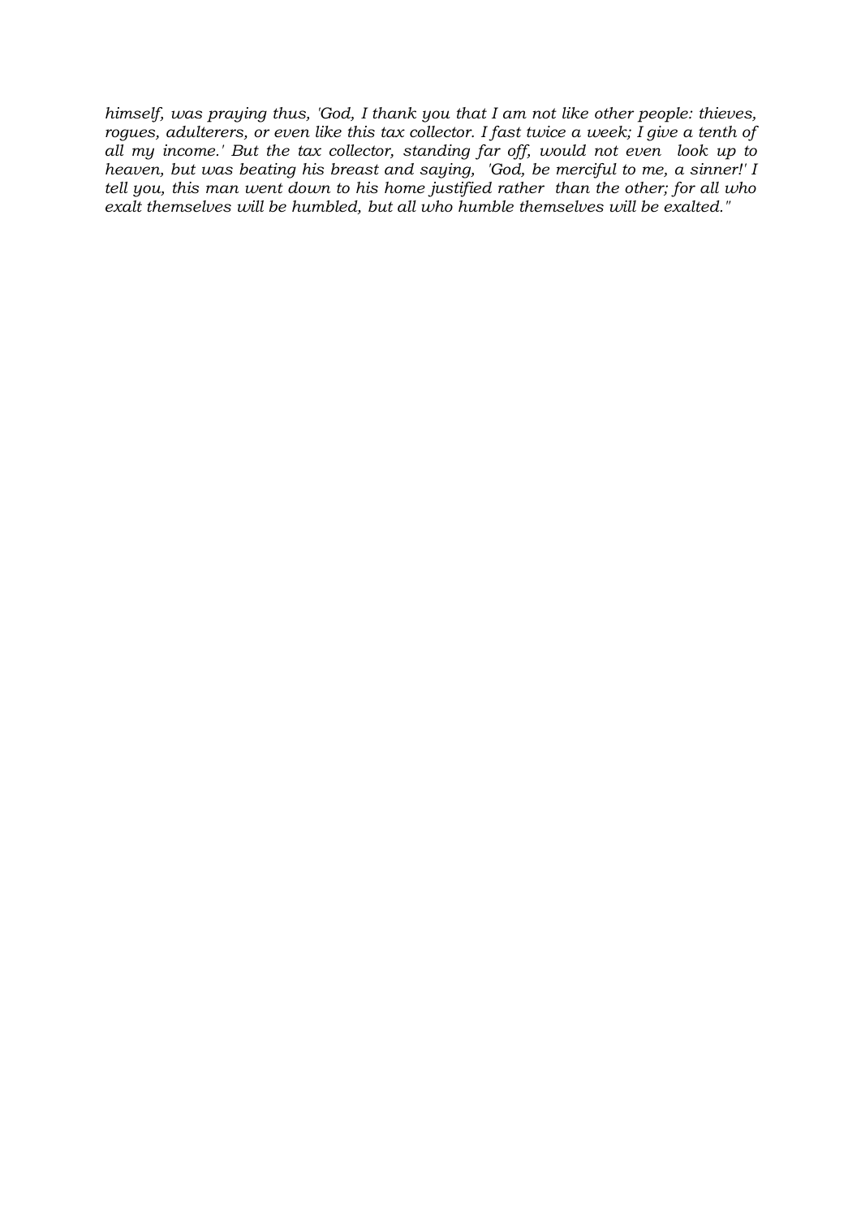*himself, was praying thus, 'God, I thank you that I am not like other people: thieves, rogues, adulterers, or even like this tax collector. I fast twice a week; I give a tenth of all my income.' But the tax collector, standing far off, would not even look up to heaven, but was beating his breast and saying, 'God, be merciful to me, a sinner!' I tell you, this man went down to his home justified rather than the other; for all who exalt themselves will be humbled, but all who humble themselves will be exalted."*